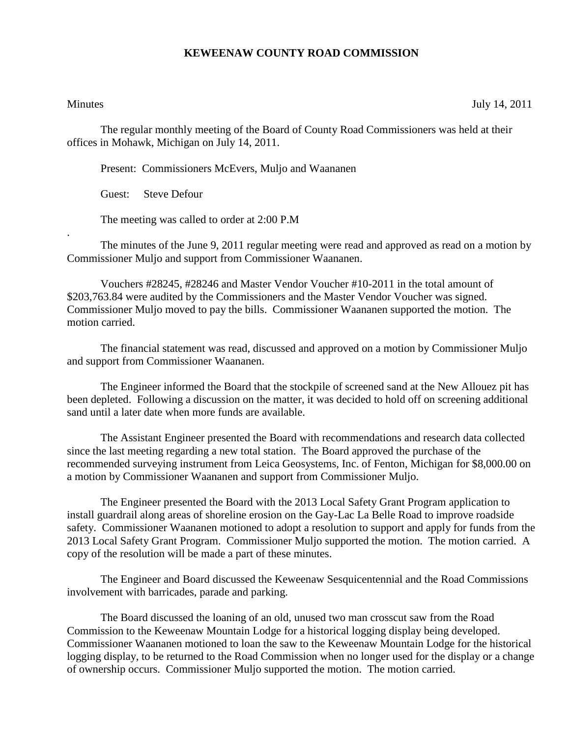# KEWEENAW COUNTY ROAD COMMISSION

Minutes July 14, 2011

The regular monthly meeting of the Board of County Road Commissioners was held at their offices in Mohawk, Michigan on July 14, 2011.

Present: Commissioners McEvers, Muljo and Waananen

Guest: Steve Defour

The meeting was called to order at 2:00 P.M

.

The minutes of the June 9, 2011 regular meeting were read and approved as read on a motion by Commissioner Muljo and support from Commissioner Waananen.

Vouchers #28245, #28246 and Master Vendor Voucher #10-2011 in the total amount of $203,763.84 were audited by the Commissioners and the Master Vendor Voucher was signed. Commissioner Muljo moved to pay the bills. Commissioner Waananen supported the motion. The motion carried.

The financial statement was read, discussed and approved on a motion by Commissioner Muljo and support from Commissioner Waananen.

The Engineer informed the Board that the stockpile of screened sand at the New Allouez pit has been depleted. Following a discussion on the matter, it was decided to hold off on screening additional sand until a later date when more funds are available.

The Assistant Engineer presented the Board with recommendations and research data collected since the last meeting regarding a new total station. The Board approved the purchase of the recommended surveying instrument from Leica Geosystems, Inc. of Fenton, Michigan for $8,000.00 on a motion by Commissioner Waananen and support from Commissioner Muljo.

The Engineer presented the Board with the 2013 Local Safety Grant Program application to install guardrail along areas of shoreline erosion on the Gay-Lac La Belle Road to improve roadside safety. Commissioner Waananen motioned to adopt a resolution to support and apply for funds from the 2013 Local Safety Grant Program. Commissioner Muljo supported the motion. The motion carried. A copy of the resolution will be made a part of these minutes.

The Engineer and Board discussed the Keweenaw Sesquicentennial and the Road Commissions involvement with barricades, parade and parking.

The Board discussed the loaning of an old, unused two man crosscut saw from the Road Commission to the Keweenaw Mountain Lodge for a historical logging display being developed. Commissioner Waananen motioned to loan the saw to the Keweenaw Mountain Lodge for the historical logging display, to be returned to the Road Commission when no longer used for the display or a change of ownership occurs. Commissioner Muljo supported the motion. The motion carried.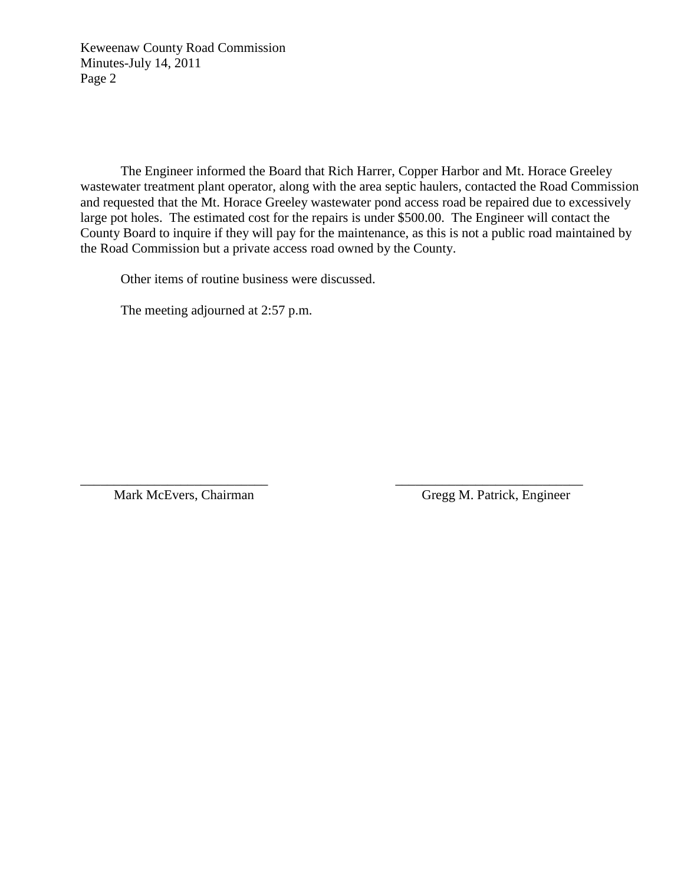The Engineer informed the Board that Rich Harrer, Copper Harbor and Mt. Horace Greeley wastewater treatment plant operator, along with the area septic haulers, contacted the Road Commission and requested that the Mt. Horace Greeley wastewater pond access road be repaired due to excessively large pot holes. The estimated cost for the repairs is under $500.00. The Engineer will contact the County Board to inquire if they will pay for the maintenance, as this is not a public road maintained by the Road Commission but a private access road owned by the County.

Other items of routine business were discussed.

The meeting adjourned at 2:57 p.m.

\_\_\_\_\_\_\_\_\_\_\_\_\_\_\_\_\_\_\_\_\_\_\_\_\_\_\_\_
Mark McEvers, Chairman

\_\_\_\_\_\_\_\_\_\_\_\_\_\_\_\_\_\_\_\_\_\_\_\_\_\_\_\_
Gregg M. Patrick, Engineer